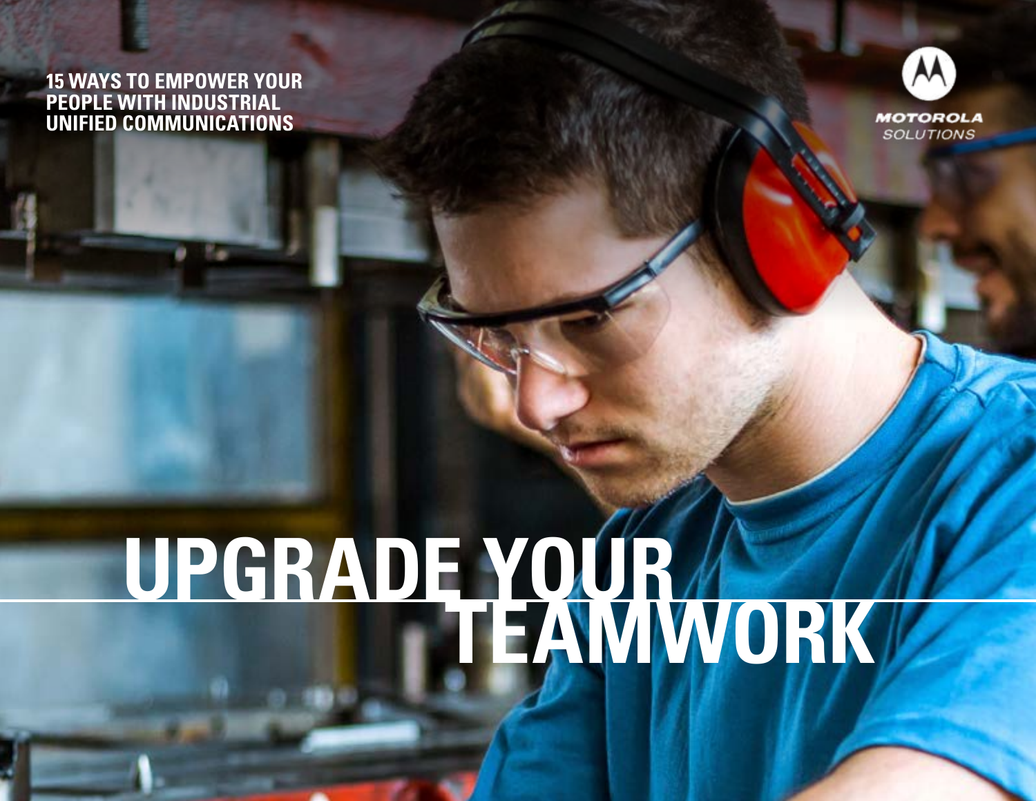15 WAYS TO EMPOWER YOUR PEOPLE WITH INDUSTRIAL UNIFIED COMMUNICATIONS

MOTOROLA SOLUTIONS

# UPGRADE YOUR TEAMWORK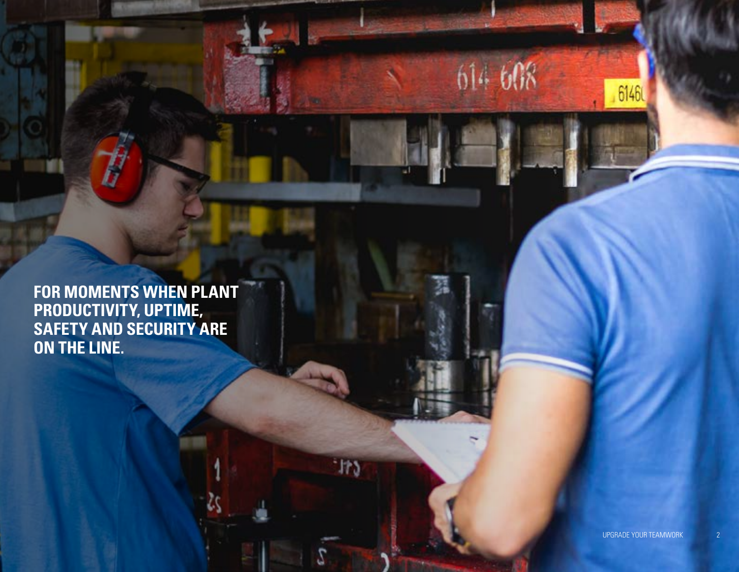**FOR MOMENTS WHEN PLANT PRODUCTIVITY, UPTIME, SAFETY AND SECURITY ARE ON THE LINE.**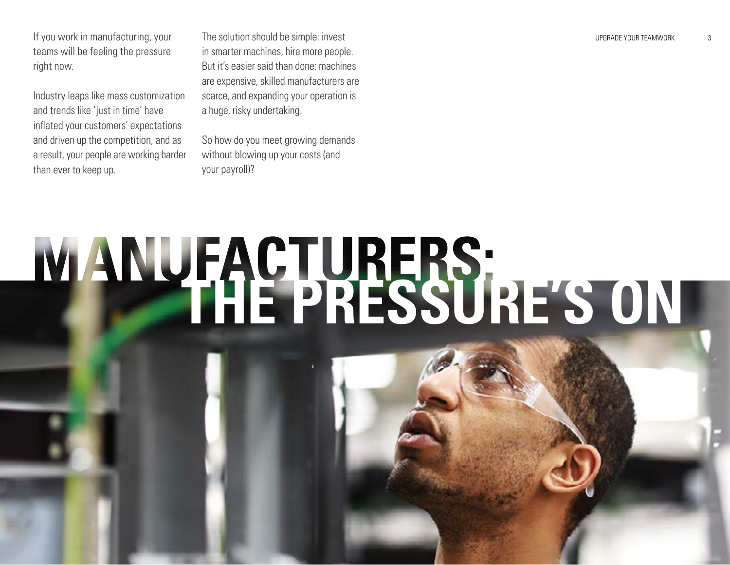If you work in manufacturing, your teams will be feeling the pressure right now.

Industry leaps like mass customization and trends like 'just in time' have inflated your customers' expectations and driven up the competition, and as a result, your people are working harder than ever to keep up.

The solution should be simple: invest in smarter machines, hire more people. But it's easier said than done: machines are expensive, skilled manufacturers are scarce, and expanding your operation is a huge, risky undertaking.

So how do you meet growing demands without blowing up your costs (and your payroll)?

# MANUFACTURERS: THE PRESSURE'S ON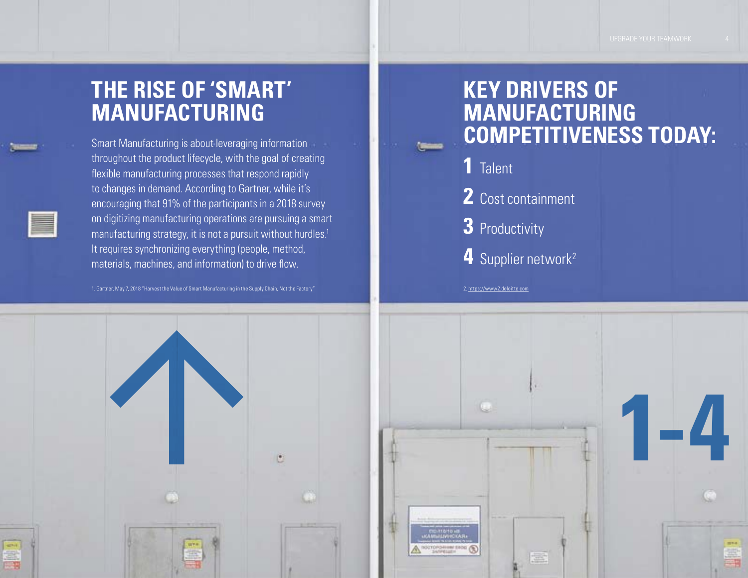# THE RISE OF 'SMART' MANUFACTURING

Smart Manufacturing is about leveraging information throughout the product lifecycle, with the goal of creating flexible manufacturing processes that respond rapidly to changes in demand. According to Gartner, while it's encouraging that 91% of the participants in a 2018 survey on digitizing manufacturing operations are pursuing a smart manufacturing strategy, it is not a pursuit without hurdles.[1] It requires synchronizing everything (people, method, materials, machines, and information) to drive flow.

1. Gartner, May 7, 2018 "Harvest the Value of Smart Manufacturing in the Supply Chain, Not the Factory"

# KEY DRIVERS OF MANUFACTURING COMPETITIVENESS TODAY:

**1** Talent

**2** Cost containment

**3** Productivity

**4** Supplier network[2]

2. https://www2.deloitte.com

**1-4**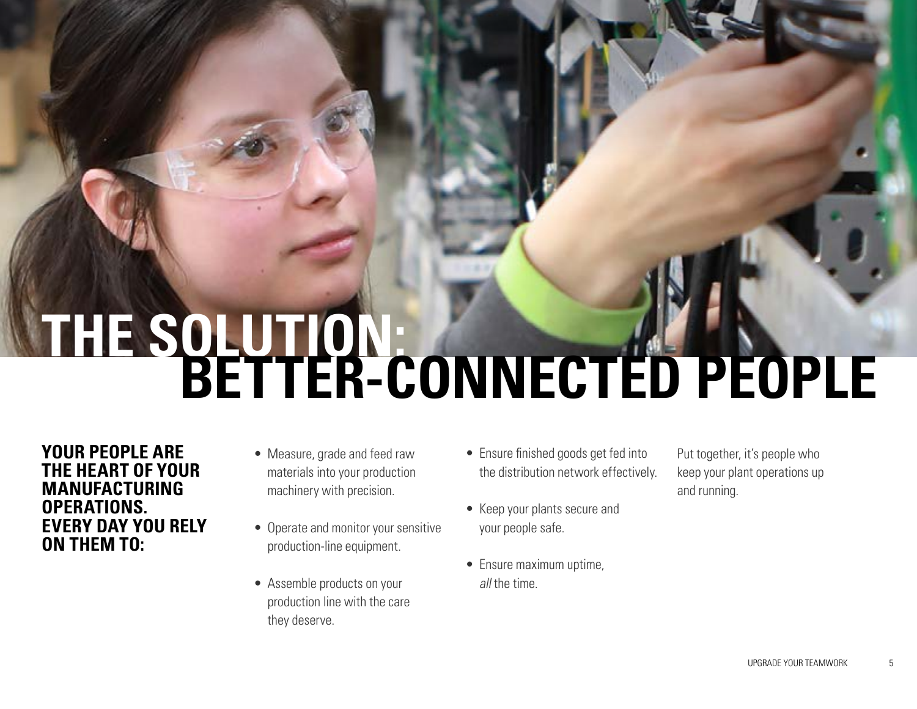# THE SOLUTION: BETTER-CONNECTED PEOPLE

**YOUR PEOPLE ARE THE HEART OF YOUR MANUFACTURING OPERATIONS. EVERY DAY YOU RELY ON THEM TO:**

- Measure, grade and feed raw materials into your production machinery with precision.
- Operate and monitor your sensitive production-line equipment.
- Assemble products on your production line with the care they deserve.
- Ensure finished goods get fed into the distribution network effectively.
- Keep your plants secure and your people safe.
- Ensure maximum uptime, *all* the time.

Put together, it's people who keep your plant operations up and running.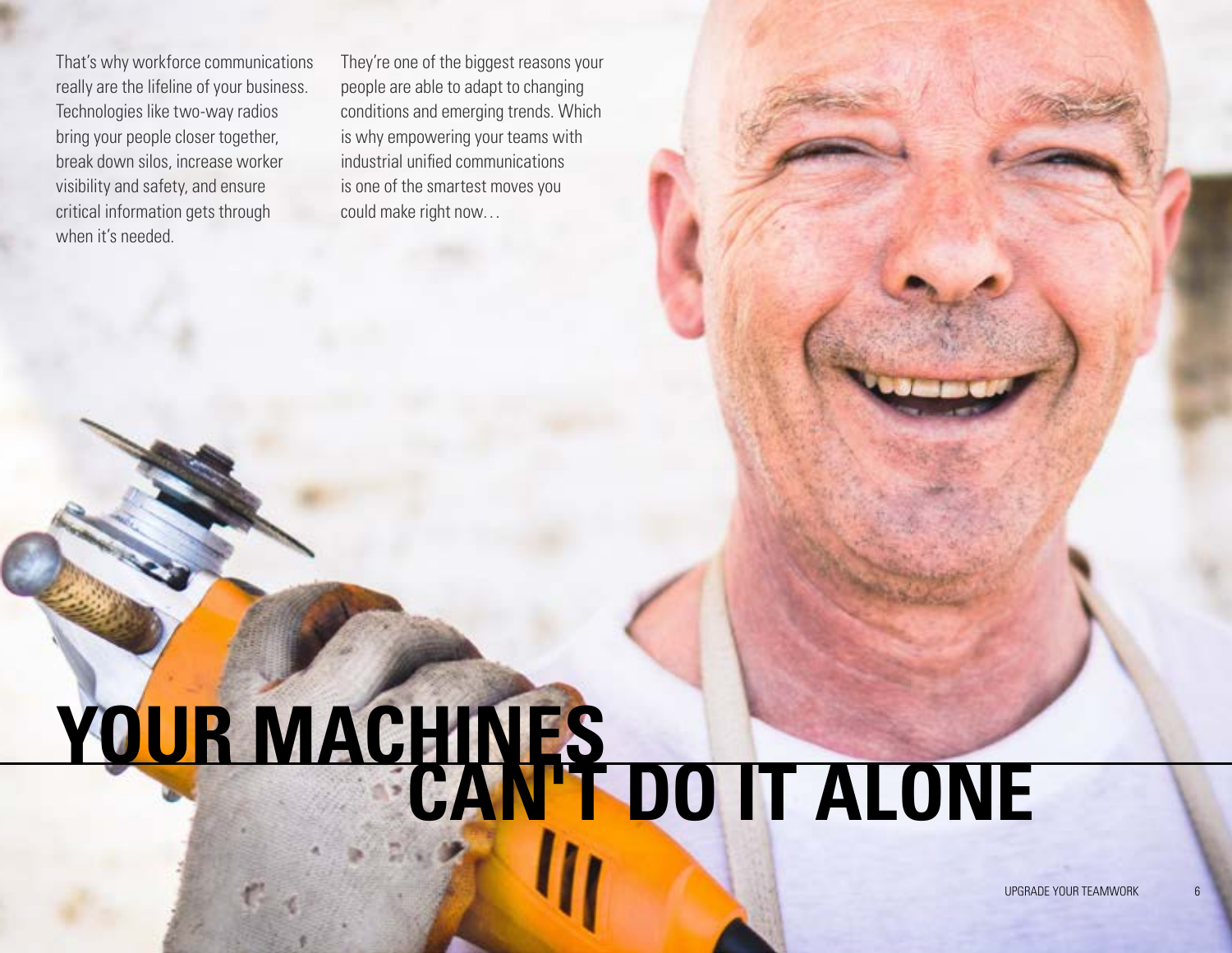That's why workforce communications really are the lifeline of your business. Technologies like two-way radios bring your people closer together, break down silos, increase worker visibility and safety, and ensure critical information gets through when it's needed.

They're one of the biggest reasons your people are able to adapt to changing conditions and emerging trends. Which is why empowering your teams with industrial unified communications is one of the smartest moves you could make right now…

# YOUR MACHINES CAN'T DO IT ALONE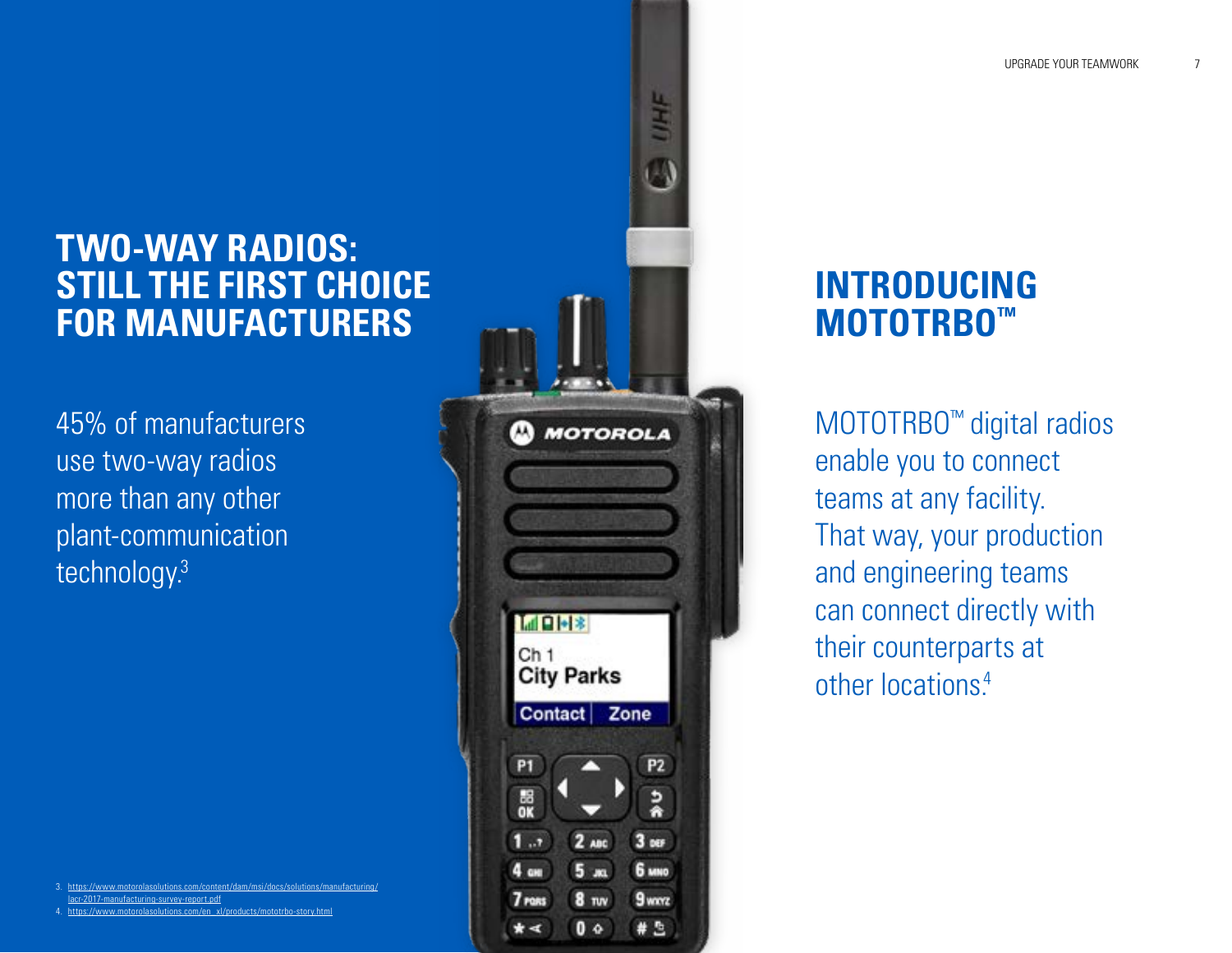# TWO-WAY RADIOS: STILL THE FIRST CHOICE FOR MANUFACTURERS

45% of manufacturers use two-way radios more than any other plant-communication technology.[3]

# INTRODUCING MOTOTRBO™

MOTOTRBO™ digital radios enable you to connect teams at any facility. That way, your production and engineering teams can connect directly with their counterparts at other locations.[4]

3. https://www.motorolasolutions.com/content/dam/msi/docs/solutions/manufacturing/lacr-2017-manufacturing-survey-report.pdf
4. https://www.motorolasolutions.com/en_xl/products/mototrbo-story.html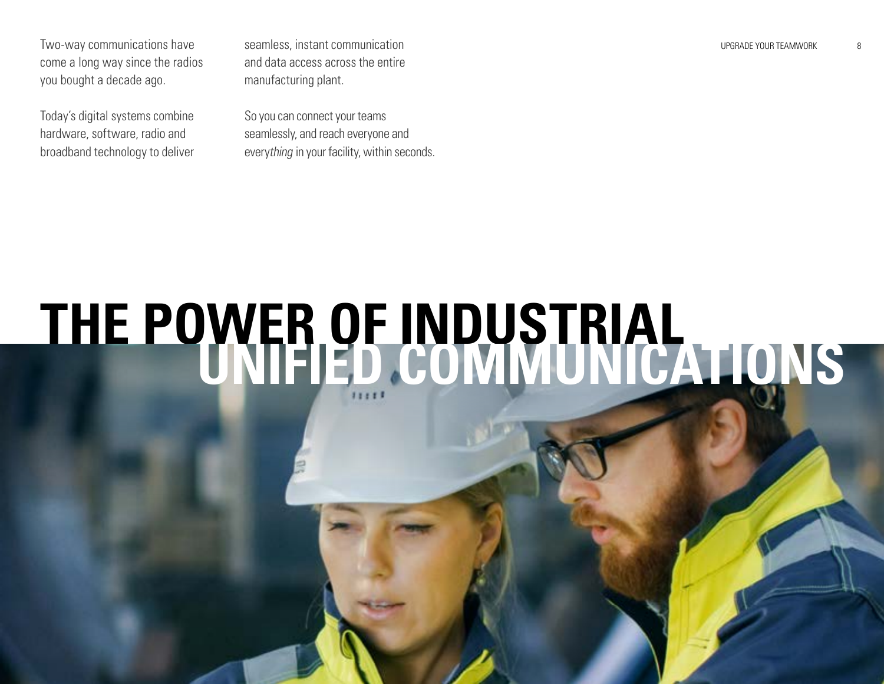Two-way communications have come a long way since the radios you bought a decade ago.

Today's digital systems combine hardware, software, radio and broadband technology to deliver seamless, instant communication and data access across the entire manufacturing plant.

So you can connect your teams seamlessly, and reach everyone and every*thing* in your facility, within seconds.

# THE POWER OF INDUSTRIAL UNIFIED COMMUNICATIONS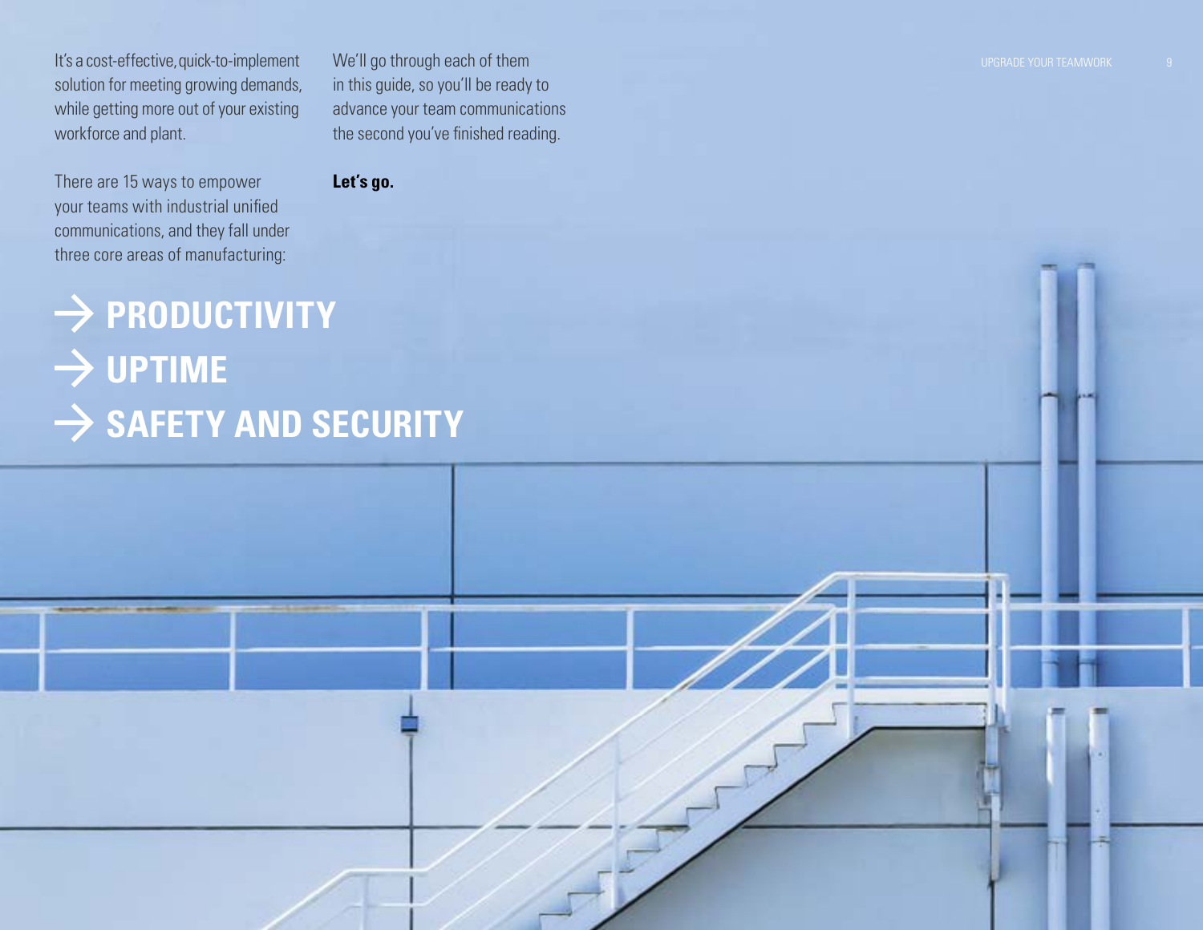It's a cost-effective, quick-to-implement solution for meeting growing demands, while getting more out of your existing workforce and plant.

There are 15 ways to empower your teams with industrial unified communications, and they fall under three core areas of manufacturing:

We'll go through each of them in this guide, so you'll be ready to advance your team communications the second you've finished reading.

**Let's go.**

## → PRODUCTIVITY
## → UPTIME
## → SAFETY AND SECURITY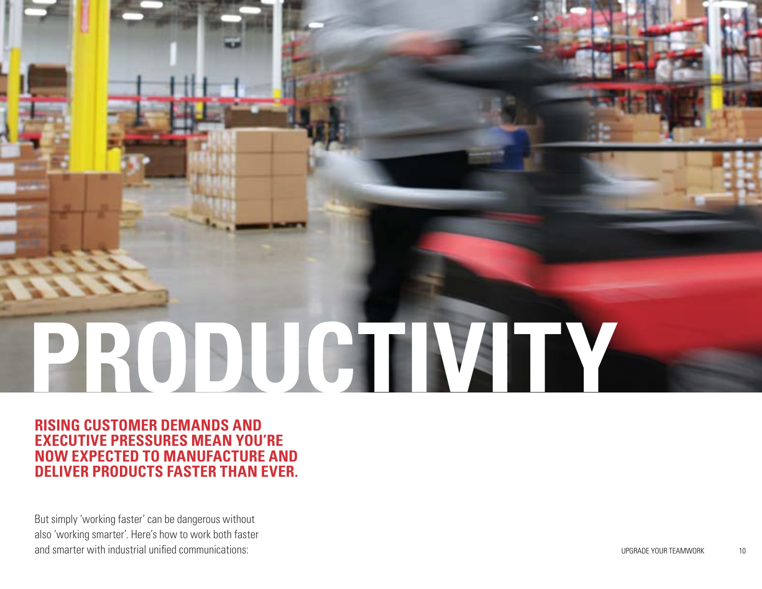# PRODUCTIVITY

**RISING CUSTOMER DEMANDS AND EXECUTIVE PRESSURES MEAN YOU'RE NOW EXPECTED TO MANUFACTURE AND DELIVER PRODUCTS FASTER THAN EVER.**

But simply 'working faster' can be dangerous without also 'working smarter'. Here's how to work both faster and smarter with industrial unified communications: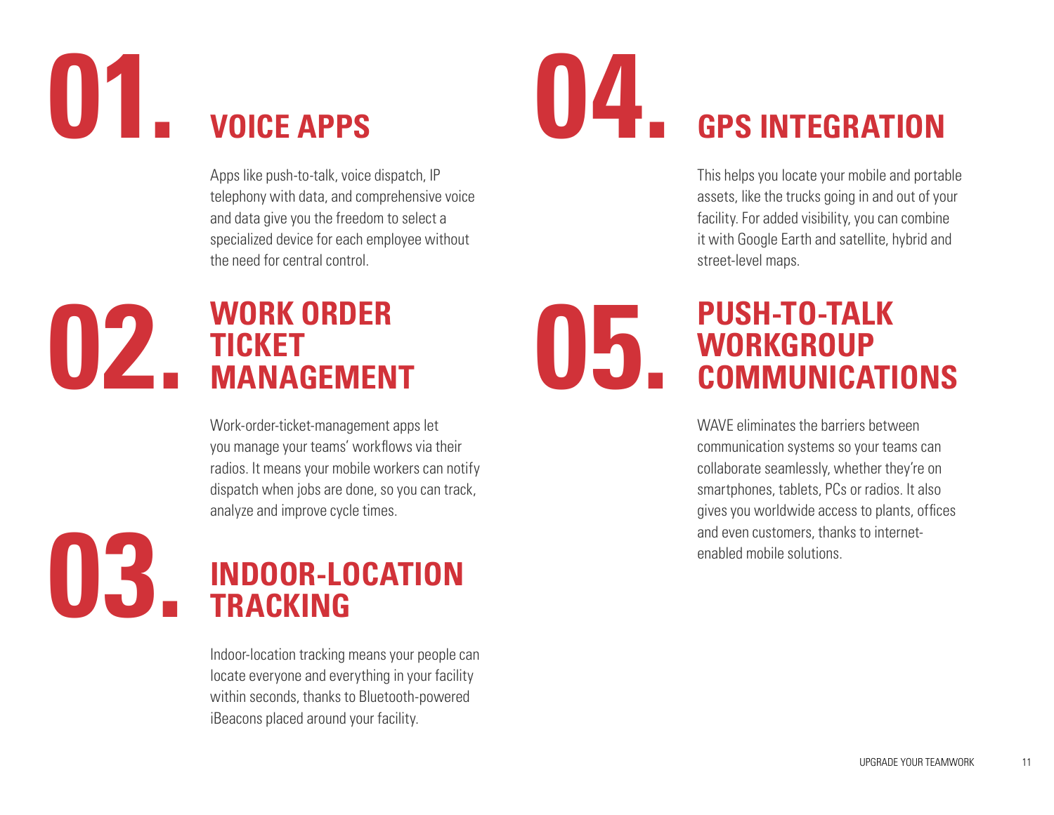## 01. VOICE APPS

Apps like push-to-talk, voice dispatch, IP telephony with data, and comprehensive voice and data give you the freedom to select a specialized device for each employee without the need for central control.

## 02. WORK ORDER TICKET MANAGEMENT

Work-order-ticket-management apps let you manage your teams' workflows via their radios. It means your mobile workers can notify dispatch when jobs are done, so you can track, analyze and improve cycle times.

## 03. INDOOR-LOCATION TRACKING

Indoor-location tracking means your people can locate everyone and everything in your facility within seconds, thanks to Bluetooth-powered iBeacons placed around your facility.

## 04. GPS INTEGRATION

This helps you locate your mobile and portable assets, like the trucks going in and out of your facility. For added visibility, you can combine it with Google Earth and satellite, hybrid and street-level maps.

## 05. PUSH-TO-TALK WORKGROUP COMMUNICATIONS

WAVE eliminates the barriers between communication systems so your teams can collaborate seamlessly, whether they're on smartphones, tablets, PCs or radios. It also gives you worldwide access to plants, offices and even customers, thanks to internet-enabled mobile solutions.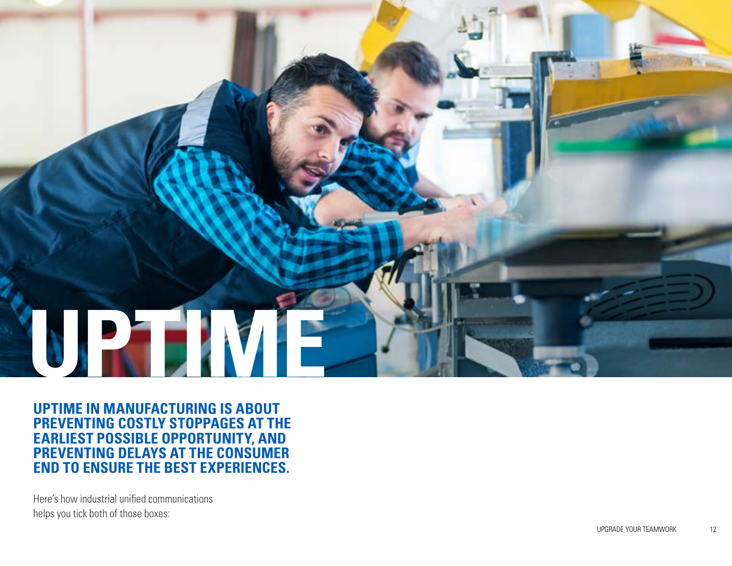# UPTIME

**UPTIME IN MANUFACTURING IS ABOUT PREVENTING COSTLY STOPPAGES AT THE EARLIEST POSSIBLE OPPORTUNITY, AND PREVENTING DELAYS AT THE CONSUMER END TO ENSURE THE BEST EXPERIENCES.**

Here's how industrial unified communications helps you tick both of those boxes: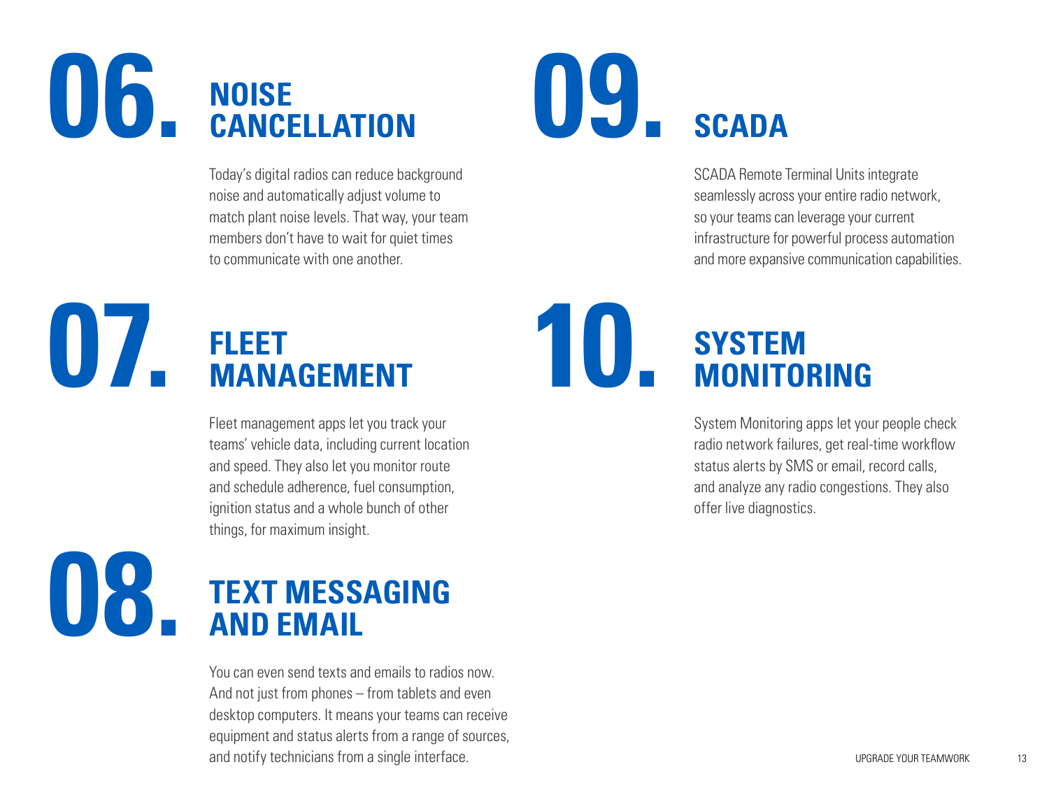## 06. NOISE CANCELLATION

Today's digital radios can reduce background noise and automatically adjust volume to match plant noise levels. That way, your team members don't have to wait for quiet times to communicate with one another.

## 07. FLEET MANAGEMENT

Fleet management apps let you track your teams' vehicle data, including current location and speed. They also let you monitor route and schedule adherence, fuel consumption, ignition status and a whole bunch of other things, for maximum insight.

## 08. TEXT MESSAGING AND EMAIL

You can even send texts and emails to radios now. And not just from phones – from tablets and even desktop computers. It means your teams can receive equipment and status alerts from a range of sources, and notify technicians from a single interface.

## 09. SCADA

SCADA Remote Terminal Units integrate seamlessly across your entire radio network, so your teams can leverage your current infrastructure for powerful process automation and more expansive communication capabilities.

## 10. SYSTEM MONITORING

System Monitoring apps let your people check radio network failures, get real-time workflow status alerts by SMS or email, record calls, and analyze any radio congestions. They also offer live diagnostics.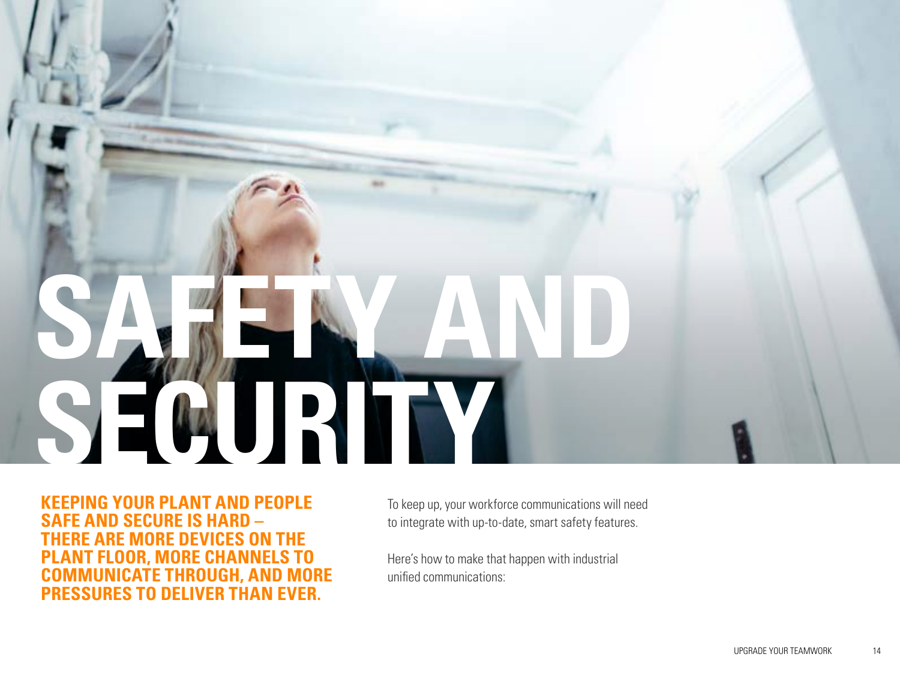# SAFETY AND SECURITY

**KEEPING YOUR PLANT AND PEOPLE SAFE AND SECURE IS HARD – THERE ARE MORE DEVICES ON THE PLANT FLOOR, MORE CHANNELS TO COMMUNICATE THROUGH, AND MORE PRESSURES TO DELIVER THAN EVER.**

To keep up, your workforce communications will need to integrate with up-to-date, smart safety features.

Here's how to make that happen with industrial unified communications: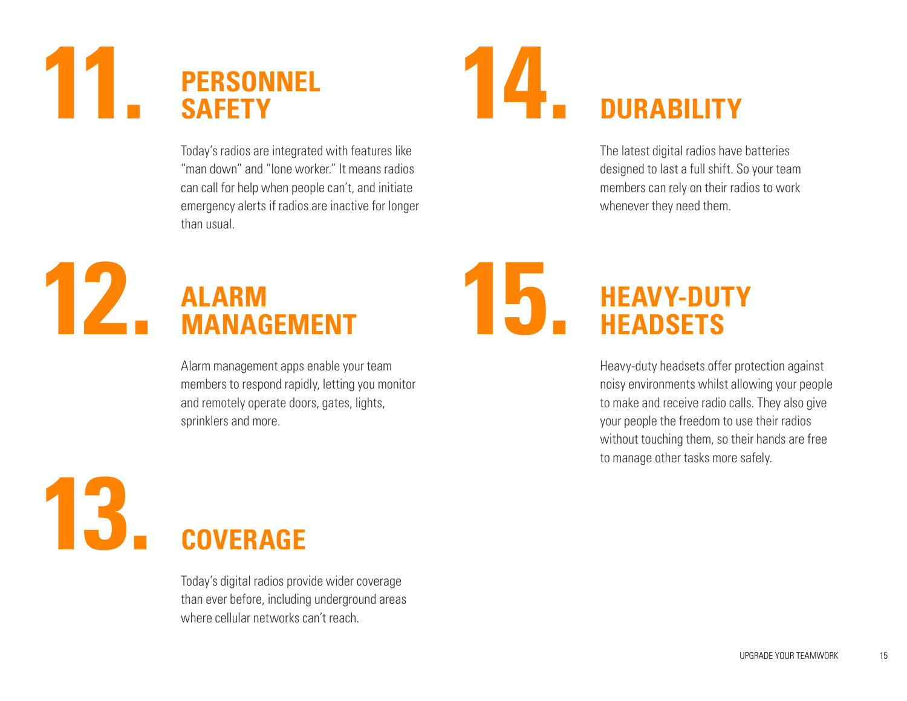## 11. PERSONNEL SAFETY

Today's radios are integrated with features like "man down" and "lone worker." It means radios can call for help when people can't, and initiate emergency alerts if radios are inactive for longer than usual.

## 12. ALARM MANAGEMENT

Alarm management apps enable your team members to respond rapidly, letting you monitor and remotely operate doors, gates, lights, sprinklers and more.

## 13. COVERAGE

Today's digital radios provide wider coverage than ever before, including underground areas where cellular networks can't reach.

## 14. DURABILITY

The latest digital radios have batteries designed to last a full shift. So your team members can rely on their radios to work whenever they need them.

## 15. HEAVY-DUTY HEADSETS

Heavy-duty headsets offer protection against noisy environments whilst allowing your people to make and receive radio calls. They also give your people the freedom to use their radios without touching them, so their hands are free to manage other tasks more safely.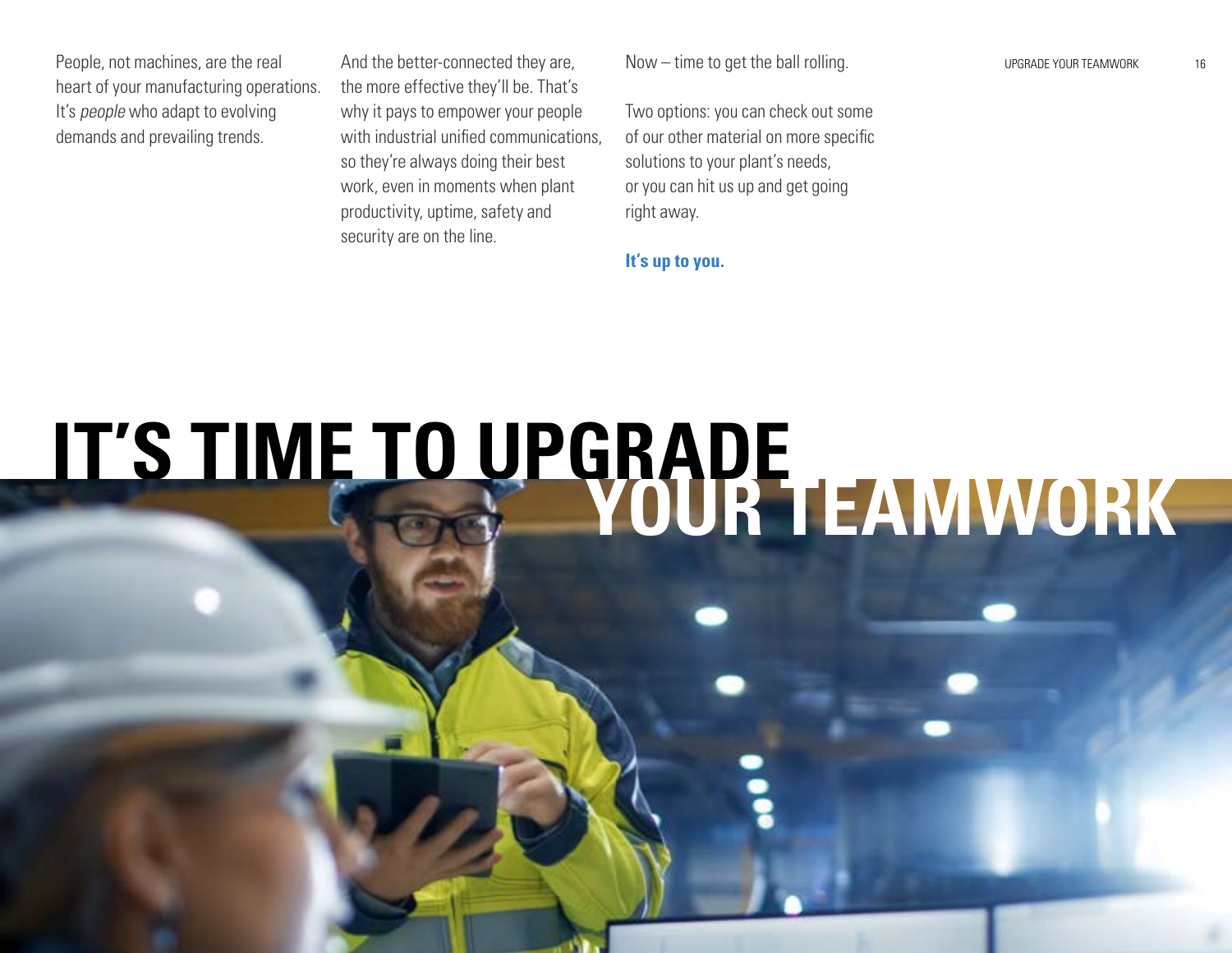People, not machines, are the real heart of your manufacturing operations. It's *people* who adapt to evolving demands and prevailing trends.

And the better-connected they are, the more effective they'll be. That's why it pays to empower your people with industrial unified communications, so they're always doing their best work, even in moments when plant productivity, uptime, safety and security are on the line.

Now – time to get the ball rolling.

Two options: you can check out some of our other material on more specific solutions to your plant's needs, or you can hit us up and get going right away.

**It's up to you.**

# IT'S TIME TO UPGRADE YOUR TEAMWORK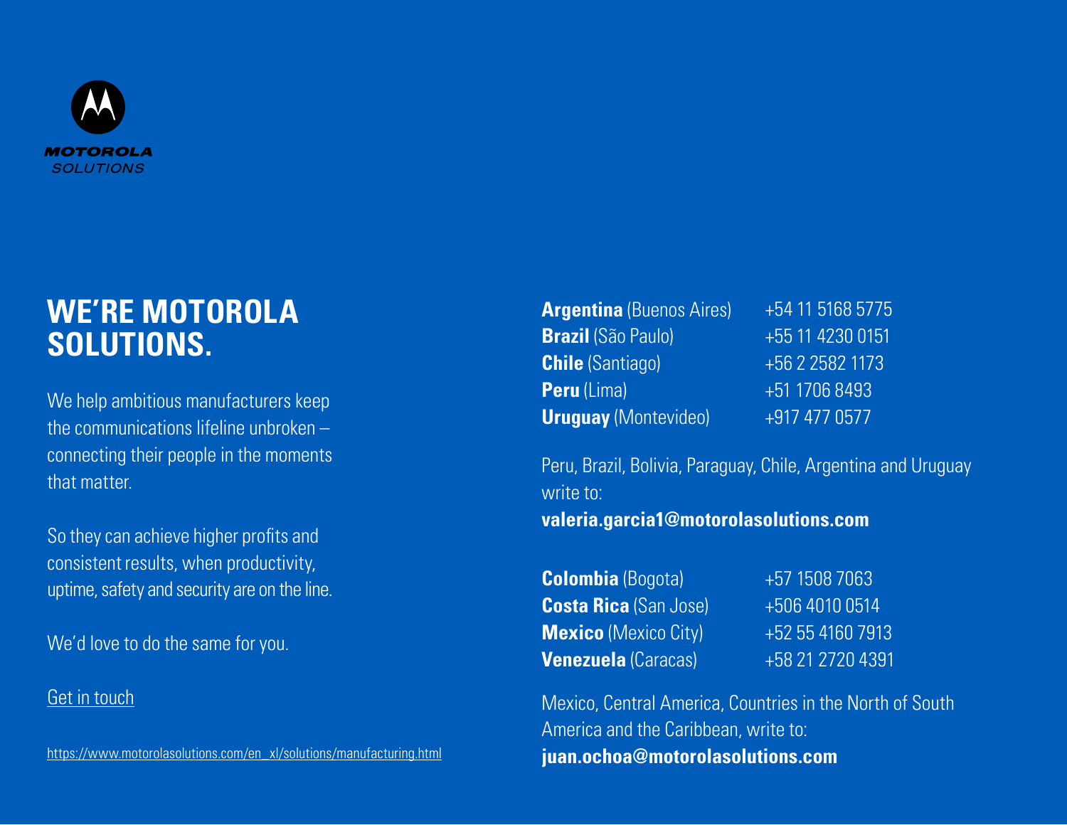MOTOROLA SOLUTIONS

# WE'RE MOTOROLA SOLUTIONS.

We help ambitious manufacturers keep the communications lifeline unbroken – connecting their people in the moments that matter.

So they can achieve higher profits and consistent results, when productivity, uptime, safety and security are on the line.

We'd love to do the same for you.

Get in touch

https://www.motorolasolutions.com/en_xl/solutions/manufacturing.html

| | |
|---|---|
| **Argentina** (Buenos Aires) | +54 11 5168 5775 |
| **Brazil** (São Paulo) | +55 11 4230 0151 |
| **Chile** (Santiago) | +56 2 2582 1173 |
| **Peru** (Lima) | +51 1706 8493 |
| **Uruguay** (Montevideo) | +917 477 0577 |

Peru, Brazil, Bolivia, Paraguay, Chile, Argentina and Uruguay write to:
**valeria.garcia1@motorolasolutions.com**

| | |
|---|---|
| **Colombia** (Bogota) | +57 1508 7063 |
| **Costa Rica** (San Jose) | +506 4010 0514 |
| **Mexico** (Mexico City) | +52 55 4160 7913 |
| **Venezuela** (Caracas) | +58 21 2720 4391 |

Mexico, Central America, Countries in the North of South America and the Caribbean, write to:
**juan.ochoa@motorolasolutions.com**